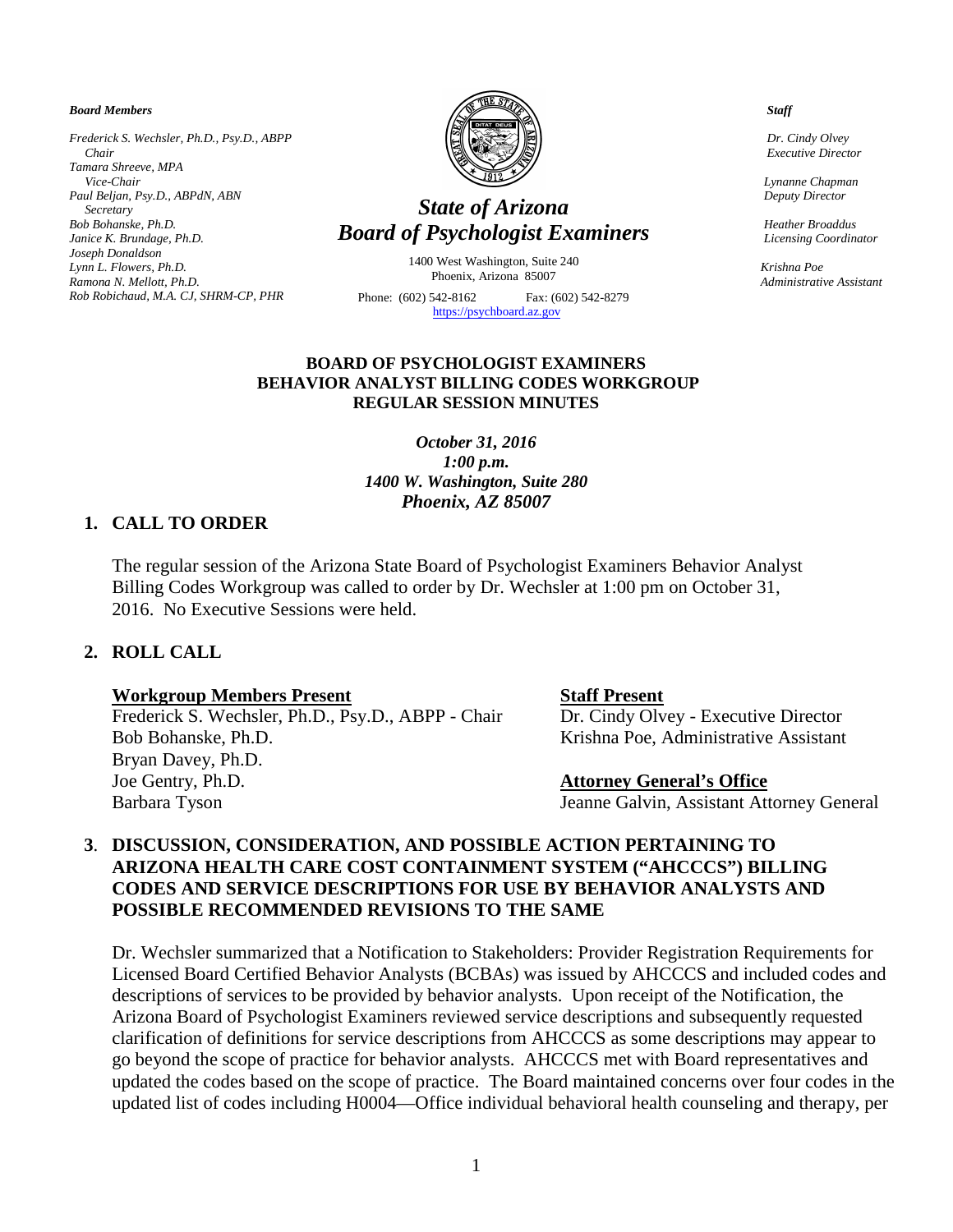*Board Members*

*Frederick S. Wechsler, Ph.D., Psy.D., ABPP*
*Chair*
*Tamara Shreeve, MPA*
*Vice-Chair*
*Paul Beljan, Psy.D., ABPdN, ABN*
*Secretary*
*Bob Bohanske, Ph.D.*
*Janice K. Brundage, Ph.D.*
*Joseph Donaldson*
*Lynn L. Flowers, Ph.D.*
*Ramona N. Mellott, Ph.D.*
*Rob Robichaud, M.A. CJ, SHRM-CP, PHR*

# *State of Arizona*
# *Board of Psychologist Examiners*

1400 West Washington, Suite 240
Phoenix, Arizona 85007

Phone: (602) 542-8162 Fax: (602) 542-8279
https://psychboard.az.gov

*Staff*

*Dr. Cindy Olvey*
*Executive Director*

*Lynanne Chapman*
*Deputy Director*

*Heather Broaddus*
*Licensing Coordinator*

*Krishna Poe*
*Administrative Assistant*

**BOARD OF PSYCHOLOGIST EXAMINERS**
**BEHAVIOR ANALYST BILLING CODES WORKGROUP**
**REGULAR SESSION MINUTES**

*October 31, 2016*
*1:00 p.m.*
*1400 W. Washington, Suite 280*
*Phoenix, AZ 85007*

## 1. CALL TO ORDER

The regular session of the Arizona State Board of Psychologist Examiners Behavior Analyst Billing Codes Workgroup was called to order by Dr. Wechsler at 1:00 pm on October 31, 2016. No Executive Sessions were held.

## 2. ROLL CALL

**Workgroup Members Present**
Frederick S. Wechsler, Ph.D., Psy.D., ABPP - Chair
Bob Bohanske, Ph.D.
Bryan Davey, Ph.D.
Joe Gentry, Ph.D.
Barbara Tyson

**Staff Present**
Dr. Cindy Olvey - Executive Director
Krishna Poe, Administrative Assistant

**Attorney General's Office**
Jeanne Galvin, Assistant Attorney General

## 3. DISCUSSION, CONSIDERATION, AND POSSIBLE ACTION PERTAINING TO ARIZONA HEALTH CARE COST CONTAINMENT SYSTEM ("AHCCCS") BILLING CODES AND SERVICE DESCRIPTIONS FOR USE BY BEHAVIOR ANALYSTS AND POSSIBLE RECOMMENDED REVISIONS TO THE SAME

Dr. Wechsler summarized that a Notification to Stakeholders: Provider Registration Requirements for Licensed Board Certified Behavior Analysts (BCBAs) was issued by AHCCCS and included codes and descriptions of services to be provided by behavior analysts. Upon receipt of the Notification, the Arizona Board of Psychologist Examiners reviewed service descriptions and subsequently requested clarification of definitions for service descriptions from AHCCCS as some descriptions may appear to go beyond the scope of practice for behavior analysts. AHCCCS met with Board representatives and updated the codes based on the scope of practice. The Board maintained concerns over four codes in the updated list of codes including H0004—Office individual behavioral health counseling and therapy, per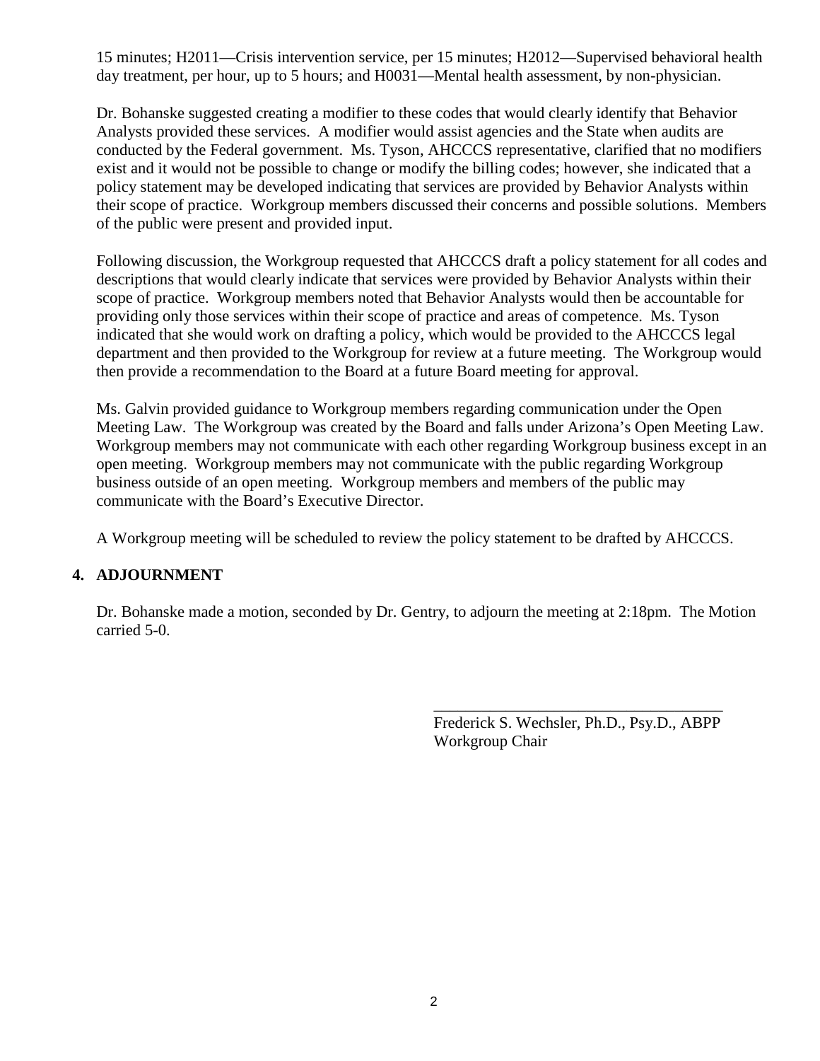15 minutes; H2011—Crisis intervention service, per 15 minutes; H2012—Supervised behavioral health day treatment, per hour, up to 5 hours; and H0031—Mental health assessment, by non-physician.

Dr. Bohanske suggested creating a modifier to these codes that would clearly identify that Behavior Analysts provided these services. A modifier would assist agencies and the State when audits are conducted by the Federal government. Ms. Tyson, AHCCCS representative, clarified that no modifiers exist and it would not be possible to change or modify the billing codes; however, she indicated that a policy statement may be developed indicating that services are provided by Behavior Analysts within their scope of practice. Workgroup members discussed their concerns and possible solutions. Members of the public were present and provided input.

Following discussion, the Workgroup requested that AHCCCS draft a policy statement for all codes and descriptions that would clearly indicate that services were provided by Behavior Analysts within their scope of practice. Workgroup members noted that Behavior Analysts would then be accountable for providing only those services within their scope of practice and areas of competence. Ms. Tyson indicated that she would work on drafting a policy, which would be provided to the AHCCCS legal department and then provided to the Workgroup for review at a future meeting. The Workgroup would then provide a recommendation to the Board at a future Board meeting for approval.

Ms. Galvin provided guidance to Workgroup members regarding communication under the Open Meeting Law. The Workgroup was created by the Board and falls under Arizona's Open Meeting Law. Workgroup members may not communicate with each other regarding Workgroup business except in an open meeting. Workgroup members may not communicate with the public regarding Workgroup business outside of an open meeting. Workgroup members and members of the public may communicate with the Board's Executive Director.

A Workgroup meeting will be scheduled to review the policy statement to be drafted by AHCCCS.

## 4. ADJOURNMENT

Dr. Bohanske made a motion, seconded by Dr. Gentry, to adjourn the meeting at 2:18pm. The Motion carried 5-0.

\_\_\_\_\_\_\_\_\_\_\_\_\_\_\_\_\_\_\_\_\_\_\_\_\_\_\_\_\_\_\_\_\_\_\_\_

Frederick S. Wechsler, Ph.D., Psy.D., ABPP
Workgroup Chair